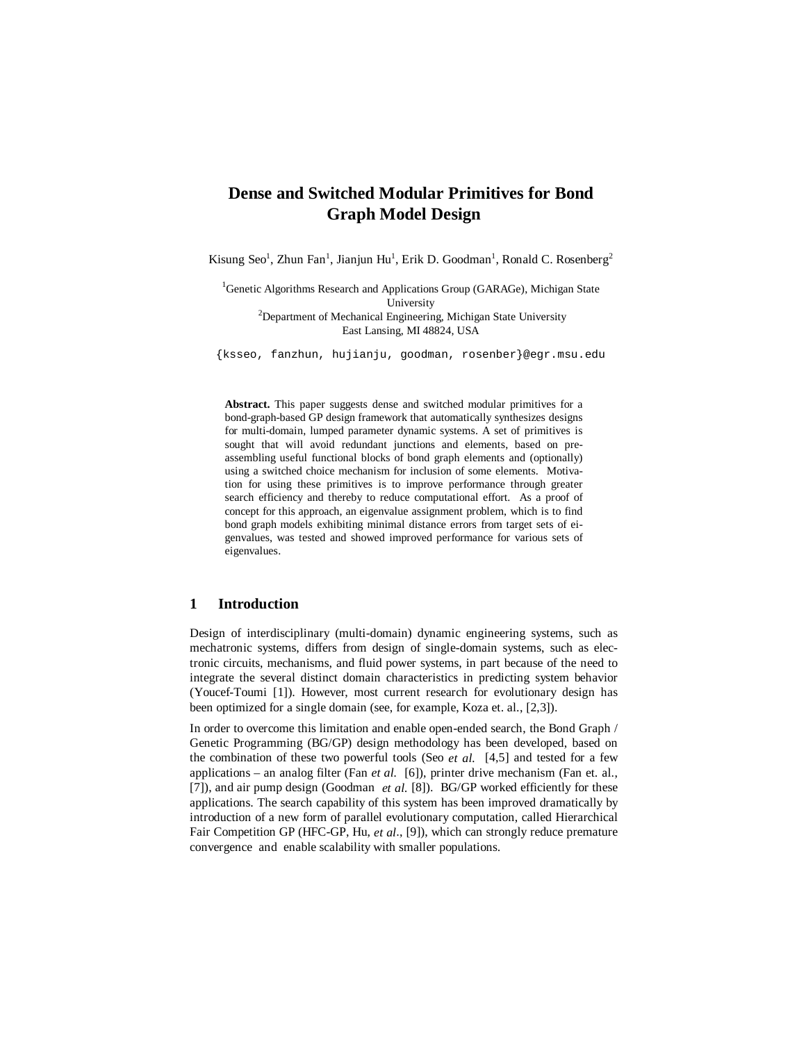# Dense and Switched Modular Primitives for Bond Graph Model Design

Kisung Seo[1], Zhun Fan[1], Jianjun Hu[1], Erik D. Goodman[1], Ronald C. Rosenberg[2]

[1]Genetic Algorithms Research and Applications Group (GARAGe), Michigan State University
[2]Department of Mechanical Engineering, Michigan State University
East Lansing, MI 48824, USA

{ksseo, fanzhun, hujianju, goodman, rosenber}@egr.msu.edu

**Abstract.** This paper suggests dense and switched modular primitives for a bond-graph-based GP design framework that automatically synthesizes designs for multi-domain, lumped parameter dynamic systems. A set of primitives is sought that will avoid redundant junctions and elements, based on pre-assembling useful functional blocks of bond graph elements and (optionally) using a switched choice mechanism for inclusion of some elements. Motivation for using these primitives is to improve performance through greater search efficiency and thereby to reduce computational effort. As a proof of concept for this approach, an eigenvalue assignment problem, which is to find bond graph models exhibiting minimal distance errors from target sets of eigenvalues, was tested and showed improved performance for various sets of eigenvalues.

## 1 Introduction

Design of interdisciplinary (multi-domain) dynamic engineering systems, such as mechatronic systems, differs from design of single-domain systems, such as electronic circuits, mechanisms, and fluid power systems, in part because of the need to integrate the several distinct domain characteristics in predicting system behavior (Youcef-Toumi [1]). However, most current research for evolutionary design has been optimized for a single domain (see, for example, Koza et. al., [2,3]).

In order to overcome this limitation and enable open-ended search, the Bond Graph / Genetic Programming (BG/GP) design methodology has been developed, based on the combination of these two powerful tools (Seo *et al.* [4,5] and tested for a few applications – an analog filter (Fan *et al.* [6]), printer drive mechanism (Fan et. al., [7]), and air pump design (Goodman *et al.* [8]). BG/GP worked efficiently for these applications. The search capability of this system has been improved dramatically by introduction of a new form of parallel evolutionary computation, called Hierarchical Fair Competition GP (HFC-GP, Hu, *et al*., [9]), which can strongly reduce premature convergence and enable scalability with smaller populations.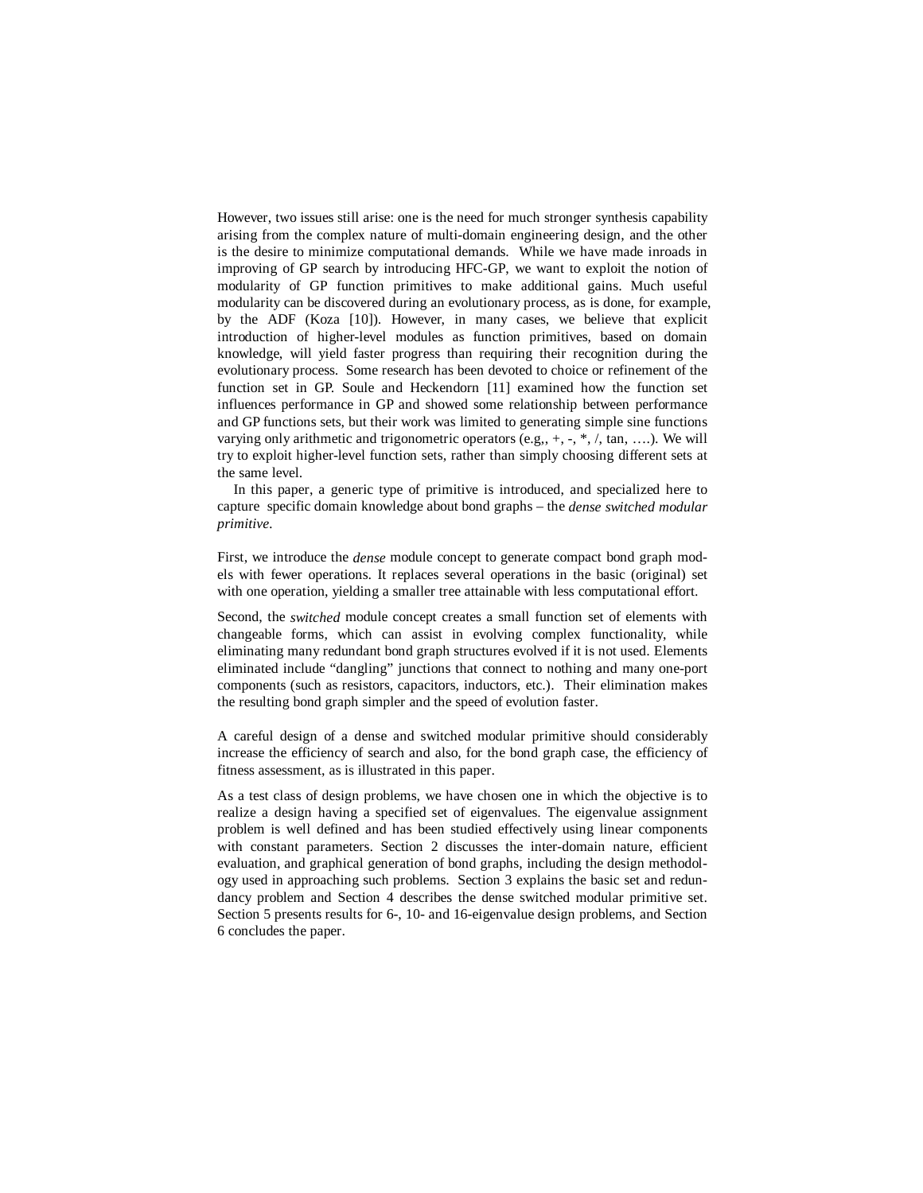However, two issues still arise: one is the need for much stronger synthesis capability arising from the complex nature of multi-domain engineering design, and the other is the desire to minimize computational demands. While we have made inroads in improving of GP search by introducing HFC-GP, we want to exploit the notion of modularity of GP function primitives to make additional gains. Much useful modularity can be discovered during an evolutionary process, as is done, for example, by the ADF (Koza [10]). However, in many cases, we believe that explicit introduction of higher-level modules as function primitives, based on domain knowledge, will yield faster progress than requiring their recognition during the evolutionary process. Some research has been devoted to choice or refinement of the function set in GP. Soule and Heckendorn [11] examined how the function set influences performance in GP and showed some relationship between performance and GP functions sets, but their work was limited to generating simple sine functions varying only arithmetic and trigonometric operators (e.g,, +, -, *, /, tan, ….). We will try to exploit higher-level function sets, rather than simply choosing different sets at the same level.

In this paper, a generic type of primitive is introduced, and specialized here to capture specific domain knowledge about bond graphs – the *dense switched modular primitive*.

First, we introduce the *dense* module concept to generate compact bond graph models with fewer operations. It replaces several operations in the basic (original) set with one operation, yielding a smaller tree attainable with less computational effort.

Second, the *switched* module concept creates a small function set of elements with changeable forms, which can assist in evolving complex functionality, while eliminating many redundant bond graph structures evolved if it is not used. Elements eliminated include "dangling" junctions that connect to nothing and many one-port components (such as resistors, capacitors, inductors, etc.). Their elimination makes the resulting bond graph simpler and the speed of evolution faster.

A careful design of a dense and switched modular primitive should considerably increase the efficiency of search and also, for the bond graph case, the efficiency of fitness assessment, as is illustrated in this paper.

As a test class of design problems, we have chosen one in which the objective is to realize a design having a specified set of eigenvalues. The eigenvalue assignment problem is well defined and has been studied effectively using linear components with constant parameters. Section 2 discusses the inter-domain nature, efficient evaluation, and graphical generation of bond graphs, including the design methodology used in approaching such problems. Section 3 explains the basic set and redundancy problem and Section 4 describes the dense switched modular primitive set. Section 5 presents results for 6-, 10- and 16-eigenvalue design problems, and Section 6 concludes the paper.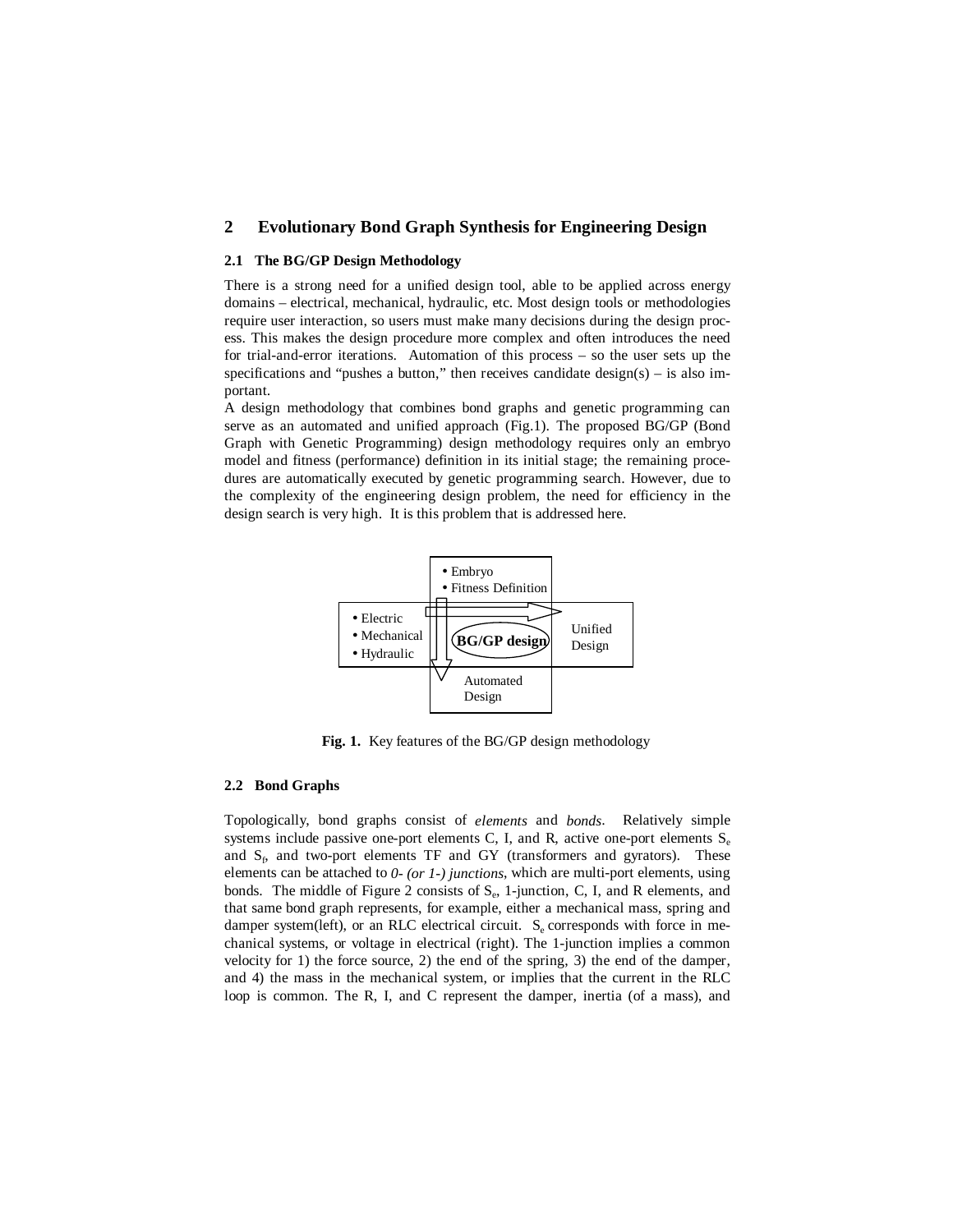## 2 Evolutionary Bond Graph Synthesis for Engineering Design

### 2.1 The BG/GP Design Methodology

There is a strong need for a unified design tool, able to be applied across energy domains – electrical, mechanical, hydraulic, etc. Most design tools or methodologies require user interaction, so users must make many decisions during the design process. This makes the design procedure more complex and often introduces the need for trial-and-error iterations. Automation of this process – so the user sets up the specifications and "pushes a button," then receives candidate design(s) – is also important.

A design methodology that combines bond graphs and genetic programming can serve as an automated and unified approach (Fig.1). The proposed BG/GP (Bond Graph with Genetic Programming) design methodology requires only an embryo model and fitness (performance) definition in its initial stage; the remaining procedures are automatically executed by genetic programming search. However, due to the complexity of the engineering design problem, the need for efficiency in the design search is very high. It is this problem that is addressed here.

- Embryo
- Fitness Definition

- Electric
- Mechanical
- Hydraulic

**BG/GP design**

Unified Design

Automated Design

**Fig. 1.** Key features of the BG/GP design methodology

### 2.2 Bond Graphs

Topologically, bond graphs consist of *elements* and *bonds*. Relatively simple systems include passive one-port elements C, I, and R, active one-port elements $S_e$ and $S_f$, and two-port elements TF and GY (transformers and gyrators). These elements can be attached to *0- (or 1-) junctions*, which are multi-port elements, using bonds. The middle of Figure 2 consists of $S_e$, 1-junction, C, I, and R elements, and that same bond graph represents, for example, either a mechanical mass, spring and damper system(left), or an RLC electrical circuit. $S_e$ corresponds with force in mechanical systems, or voltage in electrical (right). The 1-junction implies a common velocity for 1) the force source, 2) the end of the spring, 3) the end of the damper, and 4) the mass in the mechanical system, or implies that the current in the RLC loop is common. The R, I, and C represent the damper, inertia (of a mass), and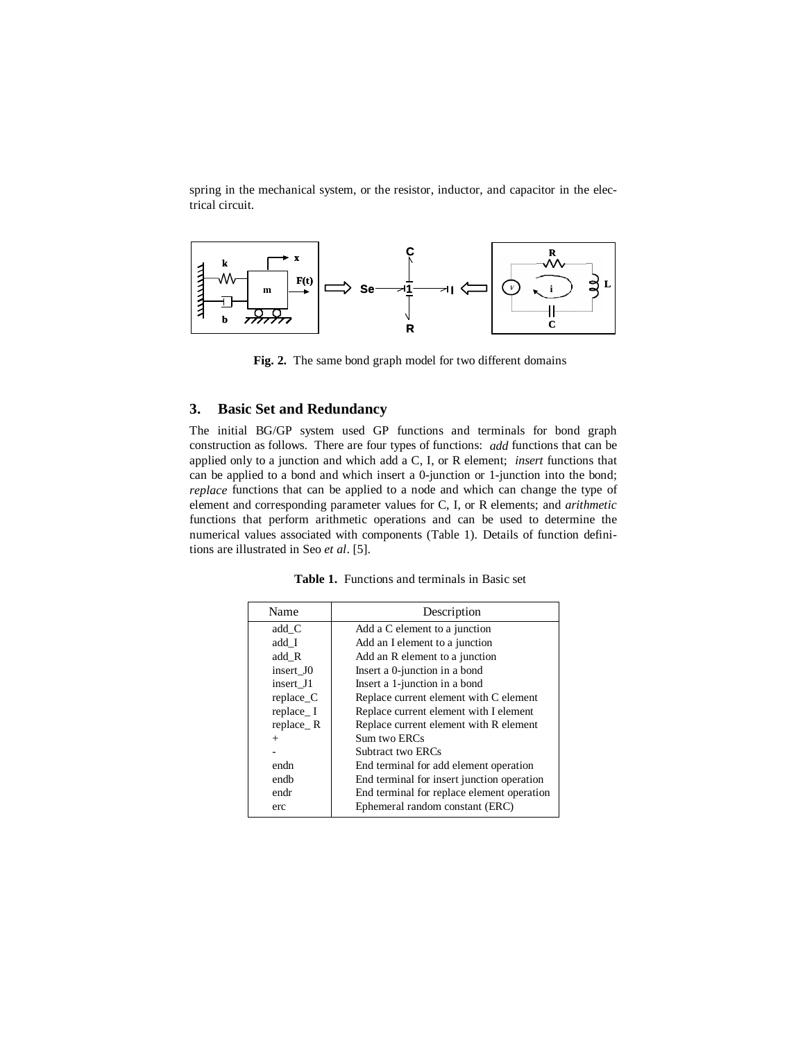spring in the mechanical system, or the resistor, inductor, and capacitor in the electrical circuit.

**Fig. 2.** The same bond graph model for two different domains

## 3. Basic Set and Redundancy

The initial BG/GP system used GP functions and terminals for bond graph construction as follows. There are four types of functions: *add* functions that can be applied only to a junction and which add a C, I, or R element; *insert* functions that can be applied to a bond and which insert a 0-junction or 1-junction into the bond; *replace* functions that can be applied to a node and which can change the type of element and corresponding parameter values for C, I, or R elements; and *arithmetic* functions that perform arithmetic operations and can be used to determine the numerical values associated with components (Table 1). Details of function definitions are illustrated in Seo *et al*. [5].

**Table 1.** Functions and terminals in Basic set

| Name | Description |
| --- | --- |
| add_C | Add a C element to a junction |
| add_I | Add an I element to a junction |
| add_R | Add an R element to a junction |
| insert_J0 | Insert a 0-junction in a bond |
| insert_J1 | Insert a 1-junction in a bond |
| replace_C | Replace current element with C element |
| replace_ I | Replace current element with I element |
| replace_ R | Replace current element with R element |
| + | Sum two ERCs |
| - | Subtract two ERCs |
| endn | End terminal for add element operation |
| endb | End terminal for insert junction operation |
| endr | End terminal for replace element operation |
| erc | Ephemeral random constant (ERC) |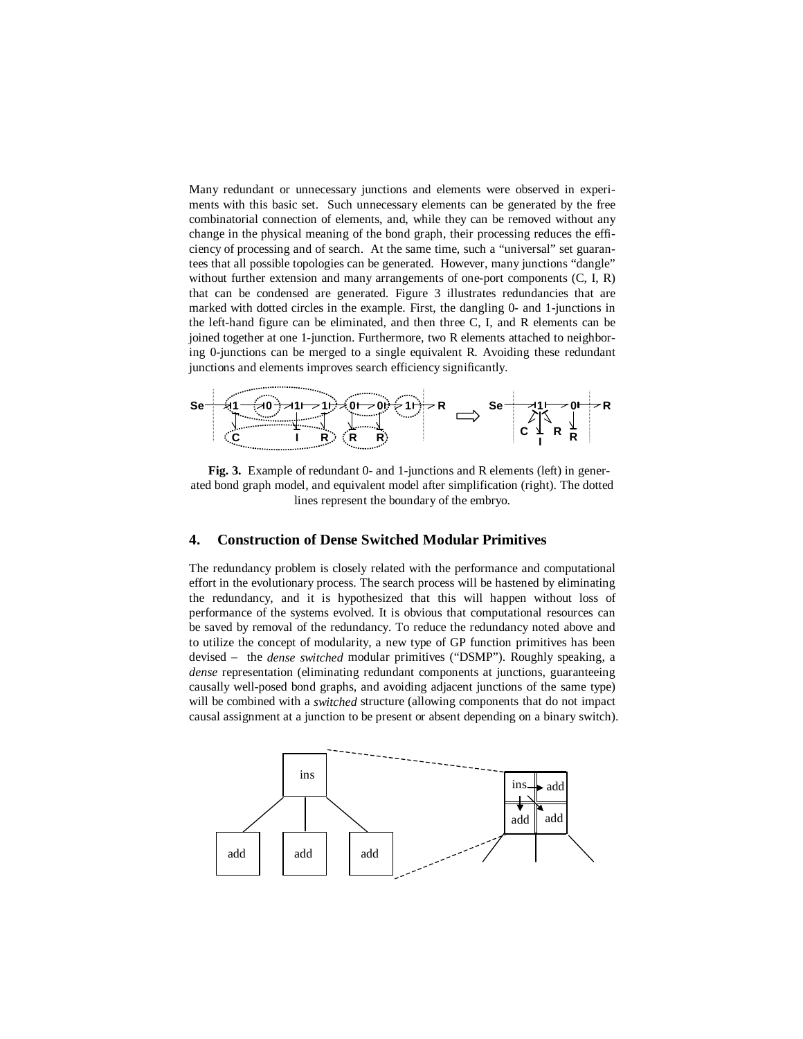Many redundant or unnecessary junctions and elements were observed in experiments with this basic set. Such unnecessary elements can be generated by the free combinatorial connection of elements, and, while they can be removed without any change in the physical meaning of the bond graph, their processing reduces the efficiency of processing and of search. At the same time, such a "universal" set guarantees that all possible topologies can be generated. However, many junctions "dangle" without further extension and many arrangements of one-port components (C, I, R) that can be condensed are generated. Figure 3 illustrates redundancies that are marked with dotted circles in the example. First, the dangling 0- and 1-junctions in the left-hand figure can be eliminated, and then three C, I, and R elements can be joined together at one 1-junction. Furthermore, two R elements attached to neighboring 0-junctions can be merged to a single equivalent R. Avoiding these redundant junctions and elements improves search efficiency significantly.

**Fig. 3.** Example of redundant 0- and 1-junctions and R elements (left) in generated bond graph model, and equivalent model after simplification (right). The dotted lines represent the boundary of the embryo.

## 4. Construction of Dense Switched Modular Primitives

The redundancy problem is closely related with the performance and computational effort in the evolutionary process. The search process will be hastened by eliminating the redundancy, and it is hypothesized that this will happen without loss of performance of the systems evolved. It is obvious that computational resources can be saved by removal of the redundancy. To reduce the redundancy noted above and to utilize the concept of modularity, a new type of GP function primitives has been devised – the *dense switched* modular primitives ("DSMP"). Roughly speaking, a *dense* representation (eliminating redundant components at junctions, guaranteeing causally well-posed bond graphs, and avoiding adjacent junctions of the same type) will be combined with a *switched* structure (allowing components that do not impact causal assignment at a junction to be present or absent depending on a binary switch).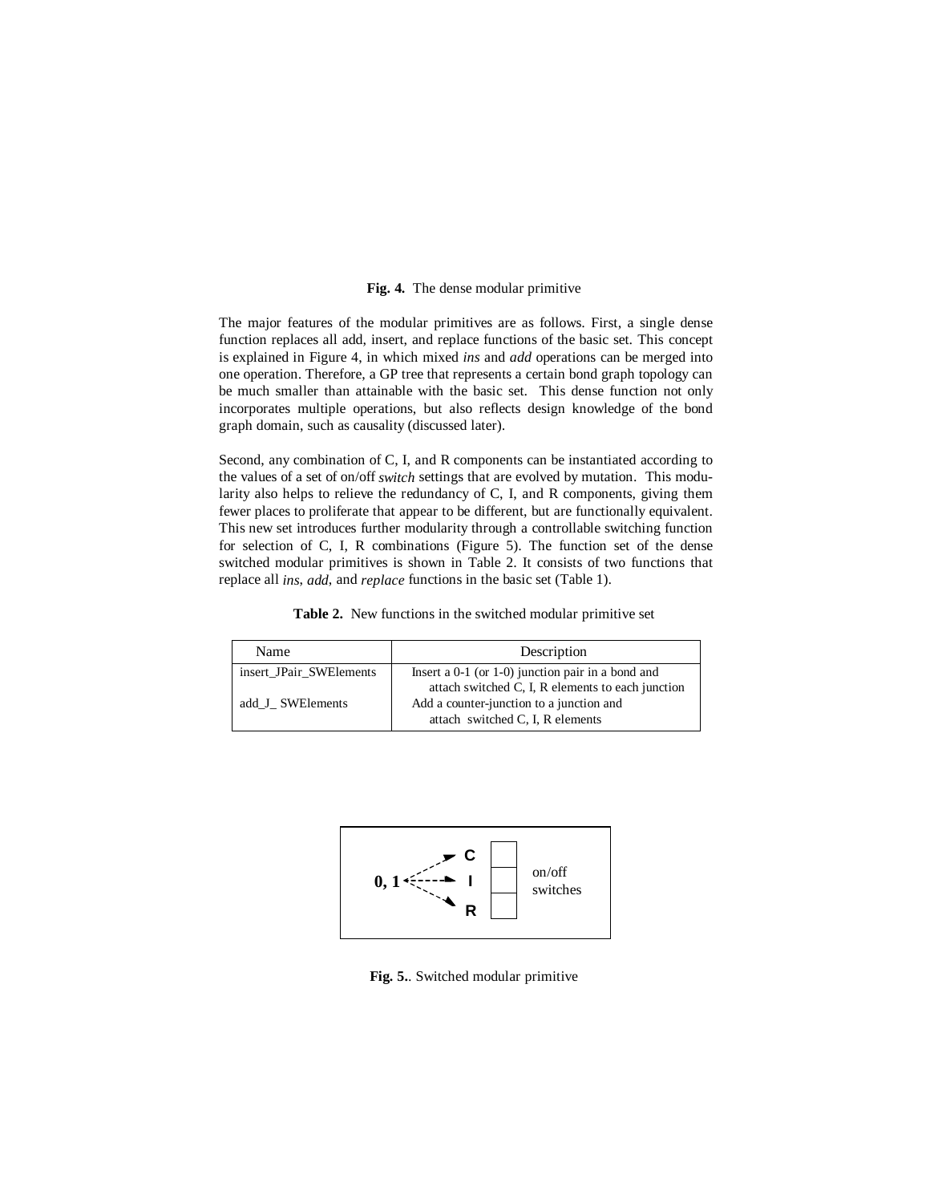**Fig. 4.** The dense modular primitive

The major features of the modular primitives are as follows. First, a single dense function replaces all add, insert, and replace functions of the basic set. This concept is explained in Figure 4, in which mixed *ins* and *add* operations can be merged into one operation. Therefore, a GP tree that represents a certain bond graph topology can be much smaller than attainable with the basic set. This dense function not only incorporates multiple operations, but also reflects design knowledge of the bond graph domain, such as causality (discussed later).

Second, any combination of C, I, and R components can be instantiated according to the values of a set of on/off *switch* settings that are evolved by mutation. This modularity also helps to relieve the redundancy of C, I, and R components, giving them fewer places to proliferate that appear to be different, but are functionally equivalent. This new set introduces further modularity through a controllable switching function for selection of C, I, R combinations (Figure 5). The function set of the dense switched modular primitives is shown in Table 2. It consists of two functions that replace all *ins*, *add*, and *replace* functions in the basic set (Table 1).

**Table 2.** New functions in the switched modular primitive set

| Name | Description |
|---|---|
| insert_JPair_SWElements | Insert a 0-1 (or 1-0) junction pair in a bond and attach switched C, I, R elements to each junction |
| add_J_ SWElements | Add a counter-junction to a junction and attach switched C, I, R elements |

0, 1 → C, I, R — on/off switches

**Fig. 5.**. Switched modular primitive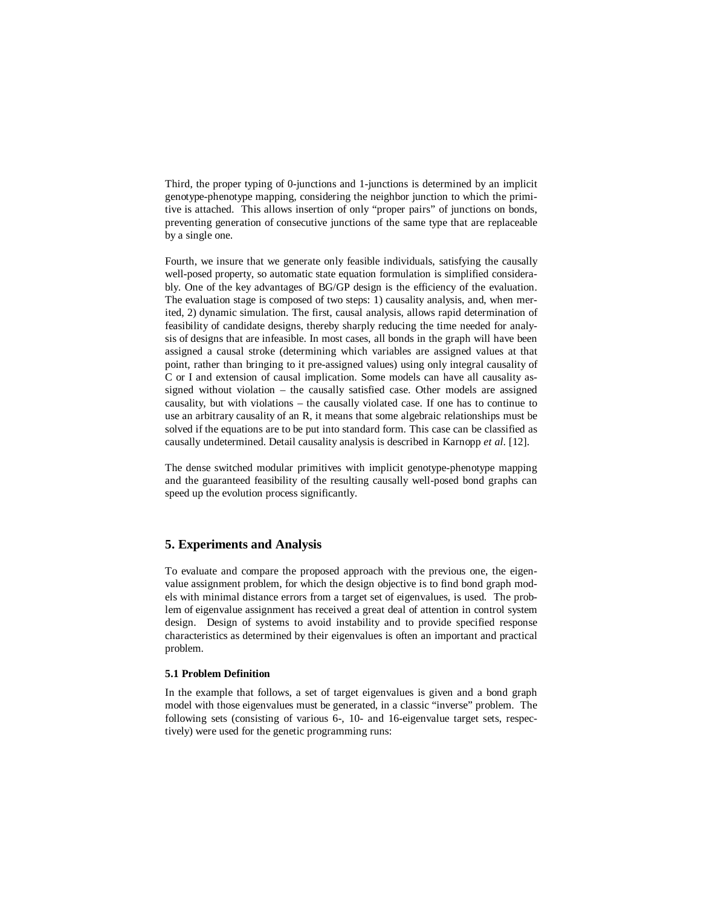Third, the proper typing of 0-junctions and 1-junctions is determined by an implicit genotype-phenotype mapping, considering the neighbor junction to which the primitive is attached. This allows insertion of only "proper pairs" of junctions on bonds, preventing generation of consecutive junctions of the same type that are replaceable by a single one.

Fourth, we insure that we generate only feasible individuals, satisfying the causally well-posed property, so automatic state equation formulation is simplified considerably. One of the key advantages of BG/GP design is the efficiency of the evaluation. The evaluation stage is composed of two steps: 1) causality analysis, and, when merited, 2) dynamic simulation. The first, causal analysis, allows rapid determination of feasibility of candidate designs, thereby sharply reducing the time needed for analysis of designs that are infeasible. In most cases, all bonds in the graph will have been assigned a causal stroke (determining which variables are assigned values at that point, rather than bringing to it pre-assigned values) using only integral causality of C or I and extension of causal implication. Some models can have all causality assigned without violation – the causally satisfied case. Other models are assigned causality, but with violations – the causally violated case. If one has to continue to use an arbitrary causality of an R, it means that some algebraic relationships must be solved if the equations are to be put into standard form. This case can be classified as causally undetermined. Detail causality analysis is described in Karnopp *et al*. [12].

The dense switched modular primitives with implicit genotype-phenotype mapping and the guaranteed feasibility of the resulting causally well-posed bond graphs can speed up the evolution process significantly.

## 5. Experiments and Analysis

To evaluate and compare the proposed approach with the previous one, the eigenvalue assignment problem, for which the design objective is to find bond graph models with minimal distance errors from a target set of eigenvalues, is used. The problem of eigenvalue assignment has received a great deal of attention in control system design. Design of systems to avoid instability and to provide specified response characteristics as determined by their eigenvalues is often an important and practical problem.

### 5.1 Problem Definition

In the example that follows, a set of target eigenvalues is given and a bond graph model with those eigenvalues must be generated, in a classic "inverse" problem. The following sets (consisting of various 6-, 10- and 16-eigenvalue target sets, respectively) were used for the genetic programming runs: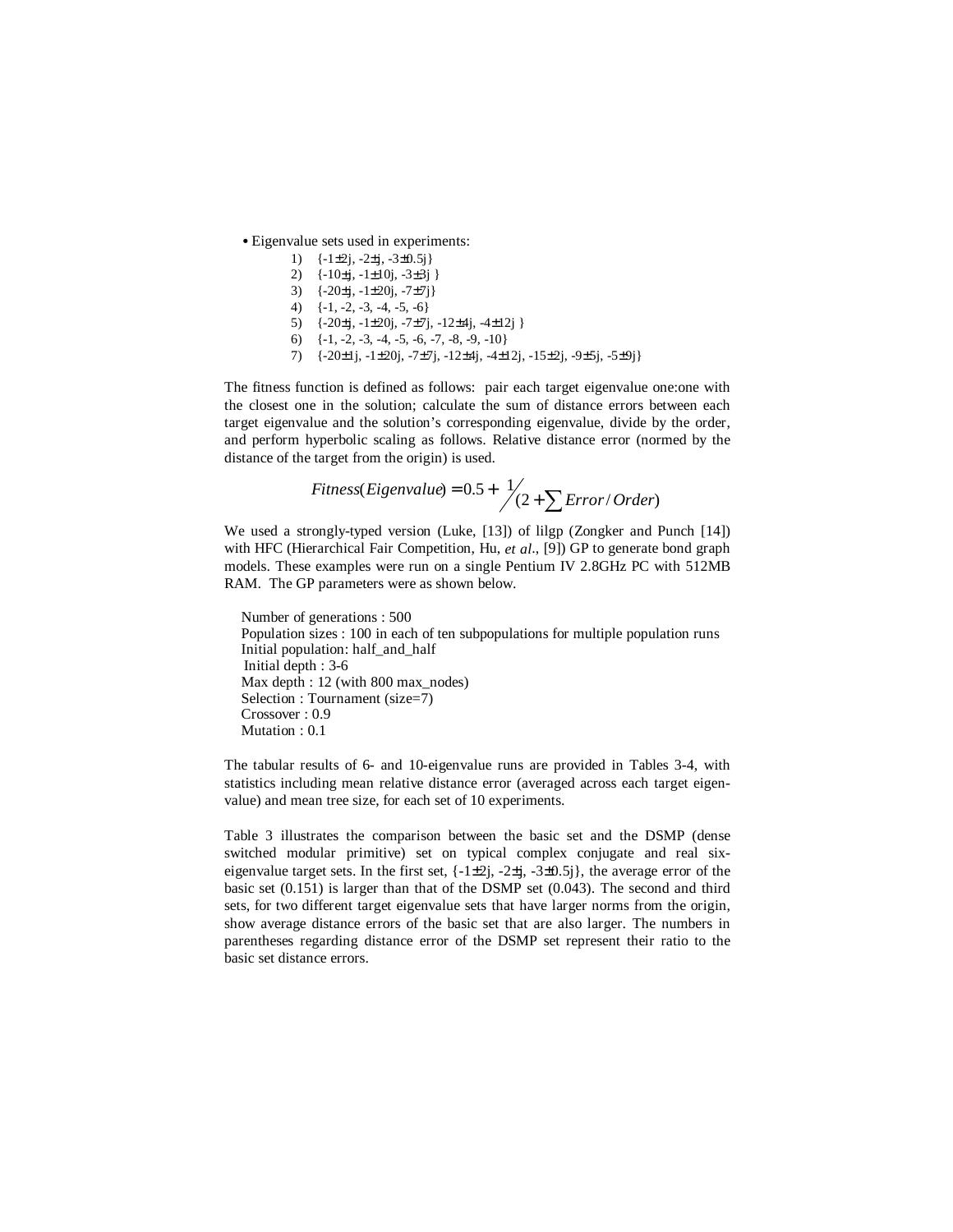- Eigenvalue sets used in experiments:
  1) {-1±2j, -2±j, -3±0.5j}
  2) {-10±j, -1±10j, -3±3j }
  3) {-20±j, -1±20j, -7±7j}
  4) {-1, -2, -3, -4, -5, -6}
  5) {-20±j, -1±20j, -7±7j, -12±4j, -4±12j }
  6) {-1, -2, -3, -4, -5, -6, -7, -8, -9, -10}
  7) {-20±1j, -1±20j, -7±7j, -12±4j, -4±12j, -15±2j, -9±5j, -5±9j}

The fitness function is defined as follows: pair each target eigenvalue one:one with the closest one in the solution; calculate the sum of distance errors between each target eigenvalue and the solution's corresponding eigenvalue, divide by the order, and perform hyperbolic scaling as follows. Relative distance error (normed by the distance of the target from the origin) is used.

$$Fitness(Eigenvalue) = 0.5 + 1/(2 + \sum Error / Order)$$

We used a strongly-typed version (Luke, [13]) of lilgp (Zongker and Punch [14]) with HFC (Hierarchical Fair Competition, Hu, *et al.*, [9]) GP to generate bond graph models. These examples were run on a single Pentium IV 2.8GHz PC with 512MB RAM. The GP parameters were as shown below.

Number of generations : 500
Population sizes : 100 in each of ten subpopulations for multiple population runs
Initial population: half_and_half
Initial depth : 3-6
Max depth : 12 (with 800 max_nodes)
Selection : Tournament (size=7)
Crossover : 0.9
Mutation : 0.1

The tabular results of 6- and 10-eigenvalue runs are provided in Tables 3-4, with statistics including mean relative distance error (averaged across each target eigenvalue) and mean tree size, for each set of 10 experiments.

Table 3 illustrates the comparison between the basic set and the DSMP (dense switched modular primitive) set on typical complex conjugate and real six-eigenvalue target sets. In the first set, {-1±2j, -2±j, -3±0.5j}, the average error of the basic set (0.151) is larger than that of the DSMP set (0.043). The second and third sets, for two different target eigenvalue sets that have larger norms from the origin, show average distance errors of the basic set that are also larger. The numbers in parentheses regarding distance error of the DSMP set represent their ratio to the basic set distance errors.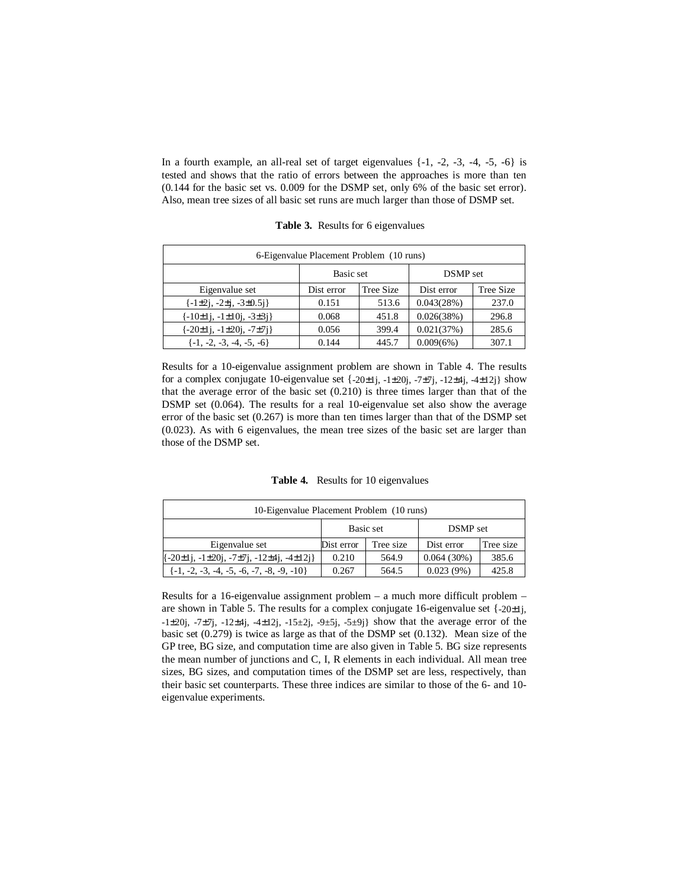In a fourth example, an all-real set of target eigenvalues {-1, -2, -3, -4, -5, -6} is tested and shows that the ratio of errors between the approaches is more than ten (0.144 for the basic set vs. 0.009 for the DSMP set, only 6% of the basic set error). Also, mean tree sizes of all basic set runs are much larger than those of DSMP set.

**Table 3.** Results for 6 eigenvalues

| 6-Eigenvalue Placement Problem (10 runs) | | | | |
|---|---|---|---|---|
| | Basic set | | DSMP set | |
| Eigenvalue set | Dist error | Tree Size | Dist error | Tree Size |
| {-1±2j, -2±j, -3±0.5j} | 0.151 | 513.6 | 0.043(28%) | 237.0 |
| {-10±1j, -1±10j, -3±3j} | 0.068 | 451.8 | 0.026(38%) | 296.8 |
| {-20±1j, -1±20j, -7±7j} | 0.056 | 399.4 | 0.021(37%) | 285.6 |
| {-1, -2, -3, -4, -5, -6} | 0.144 | 445.7 | 0.009(6%) | 307.1 |

Results for a 10-eigenvalue assignment problem are shown in Table 4. The results for a complex conjugate 10-eigenvalue set {-20±1j, -1±20j, -7±7j, -12±4j, -4±12j} show that the average error of the basic set (0.210) is three times larger than that of the DSMP set (0.064). The results for a real 10-eigenvalue set also show the average error of the basic set (0.267) is more than ten times larger than that of the DSMP set (0.023). As with 6 eigenvalues, the mean tree sizes of the basic set are larger than those of the DSMP set.

**Table 4.** Results for 10 eigenvalues

| 10-Eigenvalue Placement Problem (10 runs) | | | | |
|---|---|---|---|---|
| | Basic set | | DSMP set | |
| Eigenvalue set | Dist error | Tree size | Dist error | Tree size |
| {-20±1j, -1±20j, -7±7j, -12±4j, -4±12j} | 0.210 | 564.9 | 0.064 (30%) | 385.6 |
| {-1, -2, -3, -4, -5, -6, -7, -8, -9, -10} | 0.267 | 564.5 | 0.023 (9%) | 425.8 |

Results for a 16-eigenvalue assignment problem – a much more difficult problem – are shown in Table 5. The results for a complex conjugate 16-eigenvalue set {-20±1j, -1±20j, -7±7j, -12±4j, -4±12j, -15±2j, -9±5j, -5±9j} show that the average error of the basic set (0.279) is twice as large as that of the DSMP set (0.132). Mean size of the GP tree, BG size, and computation time are also given in Table 5. BG size represents the mean number of junctions and C, I, R elements in each individual. All mean tree sizes, BG sizes, and computation times of the DSMP set are less, respectively, than their basic set counterparts. These three indices are similar to those of the 6- and 10-eigenvalue experiments.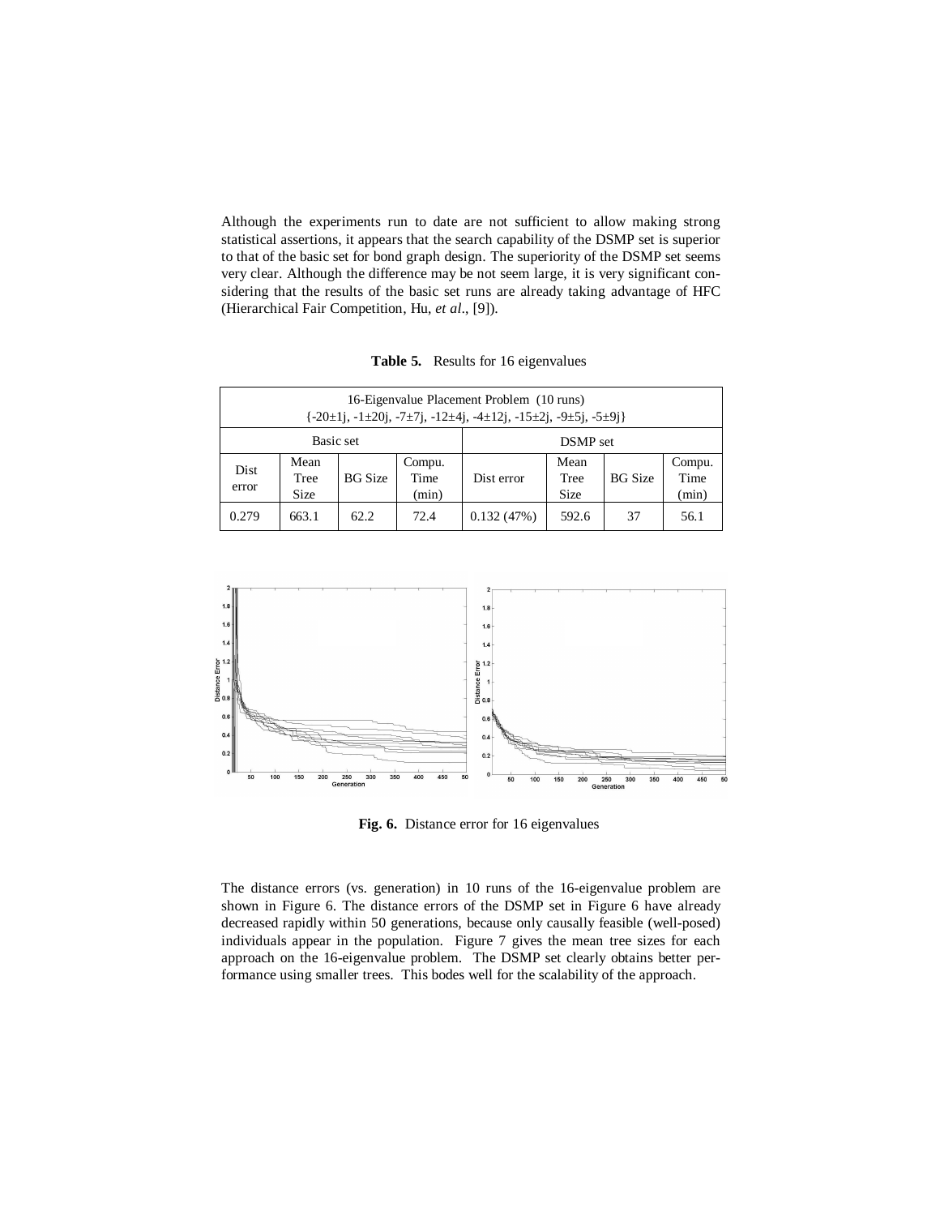Although the experiments run to date are not sufficient to allow making strong statistical assertions, it appears that the search capability of the DSMP set is superior to that of the basic set for bond graph design. The superiority of the DSMP set seems very clear. Although the difference may be not seem large, it is very significant considering that the results of the basic set runs are already taking advantage of HFC (Hierarchical Fair Competition, Hu, *et al*., [9]).

**Table 5.** Results for 16 eigenvalues

| 16-Eigenvalue Placement Problem (10 runs) {-20±1j, -1±20j, -7±7j, -12±4j, -4±12j, -15±2j, -9±5j, -5±9j} | | | | | | | |
|---|---|---|---|---|---|---|---|
| Basic set | | | | DSMP set | | | |
| Dist error | Mean Tree Size | BG Size | Compu. Time (min) | Dist error | Mean Tree Size | BG Size | Compu. Time (min) |
| 0.279 | 663.1 | 62.2 | 72.4 | 0.132 (47%) | 592.6 | 37 | 56.1 |

**Fig. 6.** Distance error for 16 eigenvalues

The distance errors (vs. generation) in 10 runs of the 16-eigenvalue problem are shown in Figure 6. The distance errors of the DSMP set in Figure 6 have already decreased rapidly within 50 generations, because only causally feasible (well-posed) individuals appear in the population. Figure 7 gives the mean tree sizes for each approach on the 16-eigenvalue problem. The DSMP set clearly obtains better performance using smaller trees. This bodes well for the scalability of the approach.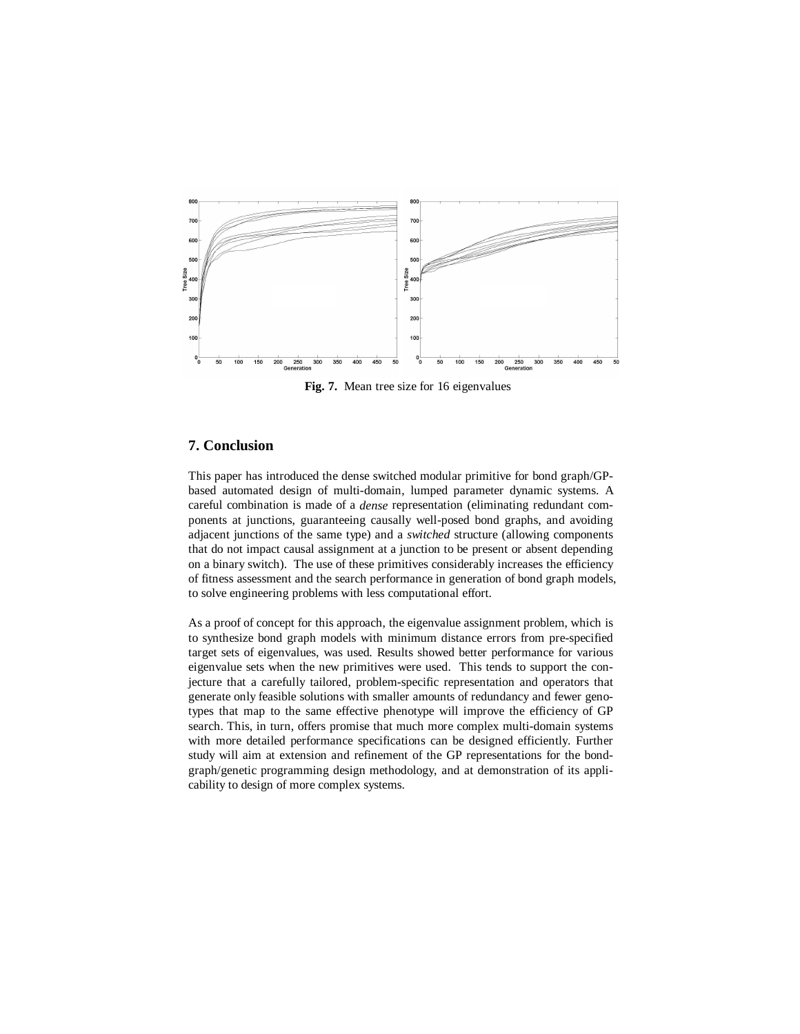**Fig. 7.** Mean tree size for 16 eigenvalues

## 7. Conclusion

This paper has introduced the dense switched modular primitive for bond graph/GP-based automated design of multi-domain, lumped parameter dynamic systems. A careful combination is made of a *dense* representation (eliminating redundant components at junctions, guaranteeing causally well-posed bond graphs, and avoiding adjacent junctions of the same type) and a *switched* structure (allowing components that do not impact causal assignment at a junction to be present or absent depending on a binary switch). The use of these primitives considerably increases the efficiency of fitness assessment and the search performance in generation of bond graph models, to solve engineering problems with less computational effort.

As a proof of concept for this approach, the eigenvalue assignment problem, which is to synthesize bond graph models with minimum distance errors from pre-specified target sets of eigenvalues, was used. Results showed better performance for various eigenvalue sets when the new primitives were used. This tends to support the conjecture that a carefully tailored, problem-specific representation and operators that generate only feasible solutions with smaller amounts of redundancy and fewer genotypes that map to the same effective phenotype will improve the efficiency of GP search. This, in turn, offers promise that much more complex multi-domain systems with more detailed performance specifications can be designed efficiently. Further study will aim at extension and refinement of the GP representations for the bond-graph/genetic programming design methodology, and at demonstration of its applicability to design of more complex systems.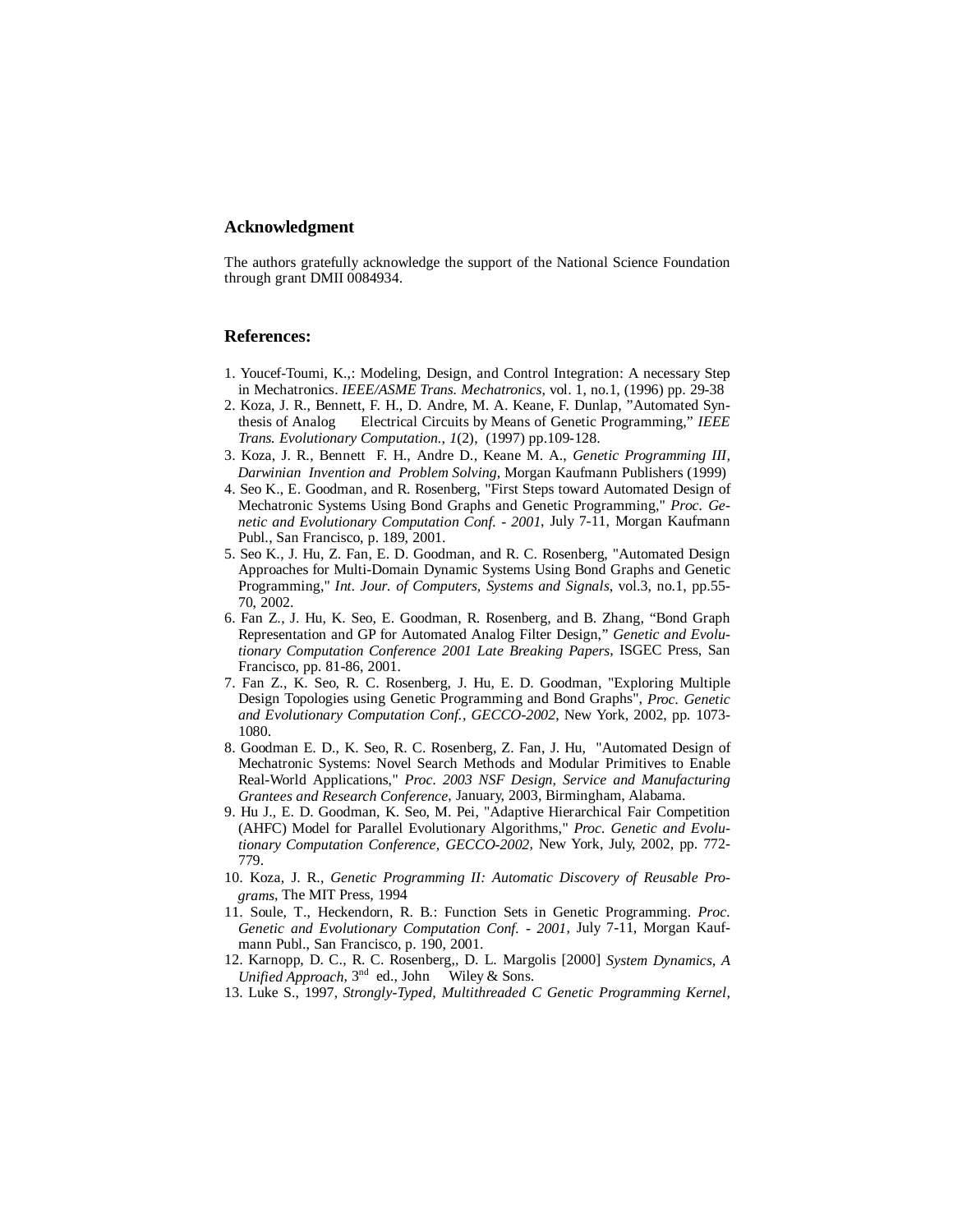## Acknowledgment

The authors gratefully acknowledge the support of the National Science Foundation through grant DMII 0084934.

## References:

1. Youcef-Toumi, K.,: Modeling, Design, and Control Integration: A necessary Step in Mechatronics. *IEEE/ASME Trans. Mechatronics*, vol. 1, no.1, (1996) pp. 29-38
2. Koza, J. R., Bennett, F. H., D. Andre, M. A. Keane, F. Dunlap, "Automated Synthesis of Analog Electrical Circuits by Means of Genetic Programming," *IEEE Trans. Evolutionary Computation., 1*(2), (1997) pp.109-128.
3. Koza, J. R., Bennett F. H., Andre D., Keane M. A., *Genetic Programming III, Darwinian Invention and Problem Solving*, Morgan Kaufmann Publishers (1999)
4. Seo K., E. Goodman, and R. Rosenberg, "First Steps toward Automated Design of Mechatronic Systems Using Bond Graphs and Genetic Programming," *Proc. Genetic and Evolutionary Computation Conf. - 2001*, July 7-11, Morgan Kaufmann Publ., San Francisco, p. 189, 2001.
5. Seo K., J. Hu, Z. Fan, E. D. Goodman, and R. C. Rosenberg, "Automated Design Approaches for Multi-Domain Dynamic Systems Using Bond Graphs and Genetic Programming," *Int. Jour. of Computers, Systems and Signals*, vol.3, no.1, pp.55-70, 2002.
6. Fan Z., J. Hu, K. Seo, E. Goodman, R. Rosenberg, and B. Zhang, "Bond Graph Representation and GP for Automated Analog Filter Design," *Genetic and Evolutionary Computation Conference 2001 Late Breaking Papers*, ISGEC Press, San Francisco, pp. 81-86, 2001.
7. Fan Z., K. Seo, R. C. Rosenberg, J. Hu, E. D. Goodman, "Exploring Multiple Design Topologies using Genetic Programming and Bond Graphs", *Proc. Genetic and Evolutionary Computation Conf., GECCO-2002*, New York, 2002, pp. 1073-1080.
8. Goodman E. D., K. Seo, R. C. Rosenberg, Z. Fan, J. Hu, "Automated Design of Mechatronic Systems: Novel Search Methods and Modular Primitives to Enable Real-World Applications," *Proc. 2003 NSF Design, Service and Manufacturing Grantees and Research Conference*, January, 2003, Birmingham, Alabama.
9. Hu J., E. D. Goodman, K. Seo, M. Pei, "Adaptive Hierarchical Fair Competition (AHFC) Model for Parallel Evolutionary Algorithms," *Proc. Genetic and Evolutionary Computation Conference, GECCO-2002*, New York, July, 2002, pp. 772-779.
10. Koza, J. R., *Genetic Programming II: Automatic Discovery of Reusable Programs*, The MIT Press, 1994
11. Soule, T., Heckendorn, R. B.: Function Sets in Genetic Programming. *Proc. Genetic and Evolutionary Computation Conf. - 2001*, July 7-11, Morgan Kaufmann Publ., San Francisco, p. 190, 2001.
12. Karnopp, D. C., R. C. Rosenberg,, D. L. Margolis [2000] *System Dynamics, A Unified Approach*, 3rd ed., John Wiley & Sons.
13. Luke S., 1997, *Strongly-Typed, Multithreaded C Genetic Programming Kernel,*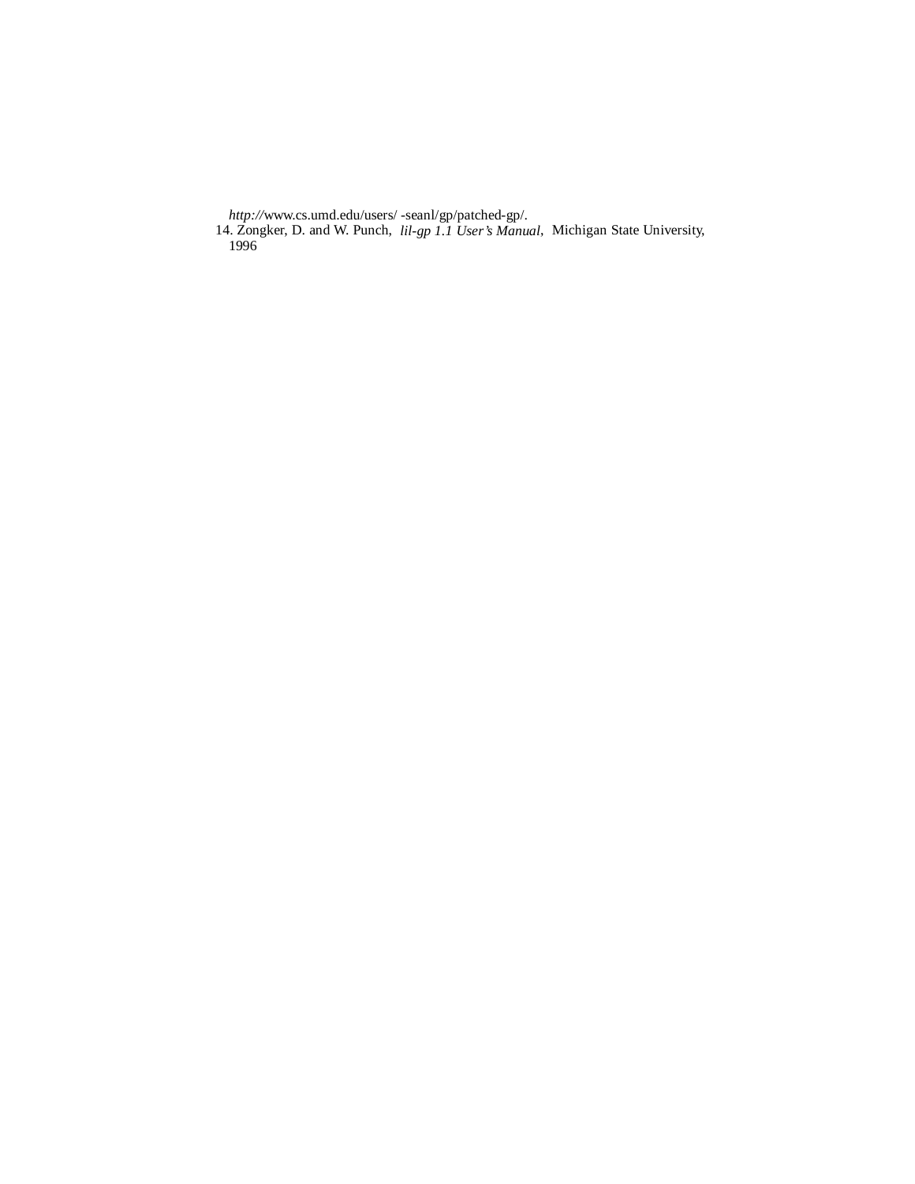*http://*www.cs.umd.edu/users/ -seanl/gp/patched-gp/.

14. Zongker, D. and W. Punch, *lil-gp 1.1 User's Manual*, Michigan State University, 1996